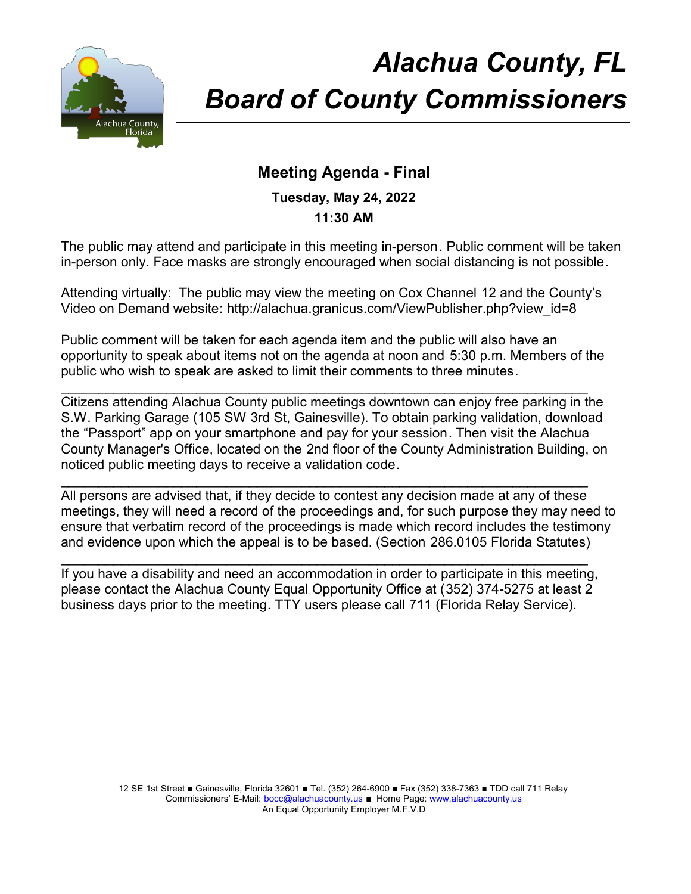# *Alachua County, FL*
# *Board of County Commissioners*

## Meeting Agenda - Final

**Tuesday, May 24, 2022**

**11:30 AM**

The public may attend and participate in this meeting in-person. Public comment will be taken in-person only. Face masks are strongly encouraged when social distancing is not possible.

Attending virtually: The public may view the meeting on Cox Channel 12 and the County's Video on Demand website: http://alachua.granicus.com/ViewPublisher.php?view_id=8

Public comment will be taken for each agenda item and the public will also have an opportunity to speak about items not on the agenda at noon and 5:30 p.m. Members of the public who wish to speak are asked to limit their comments to three minutes.

---

Citizens attending Alachua County public meetings downtown can enjoy free parking in the S.W. Parking Garage (105 SW 3rd St, Gainesville). To obtain parking validation, download the "Passport" app on your smartphone and pay for your session. Then visit the Alachua County Manager's Office, located on the 2nd floor of the County Administration Building, on noticed public meeting days to receive a validation code.

---

All persons are advised that, if they decide to contest any decision made at any of these meetings, they will need a record of the proceedings and, for such purpose they may need to ensure that verbatim record of the proceedings is made which record includes the testimony and evidence upon which the appeal is to be based. (Section 286.0105 Florida Statutes)

---

If you have a disability and need an accommodation in order to participate in this meeting, please contact the Alachua County Equal Opportunity Office at (352) 374-5275 at least 2 business days prior to the meeting. TTY users please call 711 (Florida Relay Service).

12 SE 1st Street ■ Gainesville, Florida 32601 ■ Tel. (352) 264-6900 ■ Fax (352) 338-7363 ■ TDD call 711 Relay
Commissioners' E-Mail: bocc@alachuacounty.us ■ Home Page: www.alachuacounty.us
An Equal Opportunity Employer M.F.V.D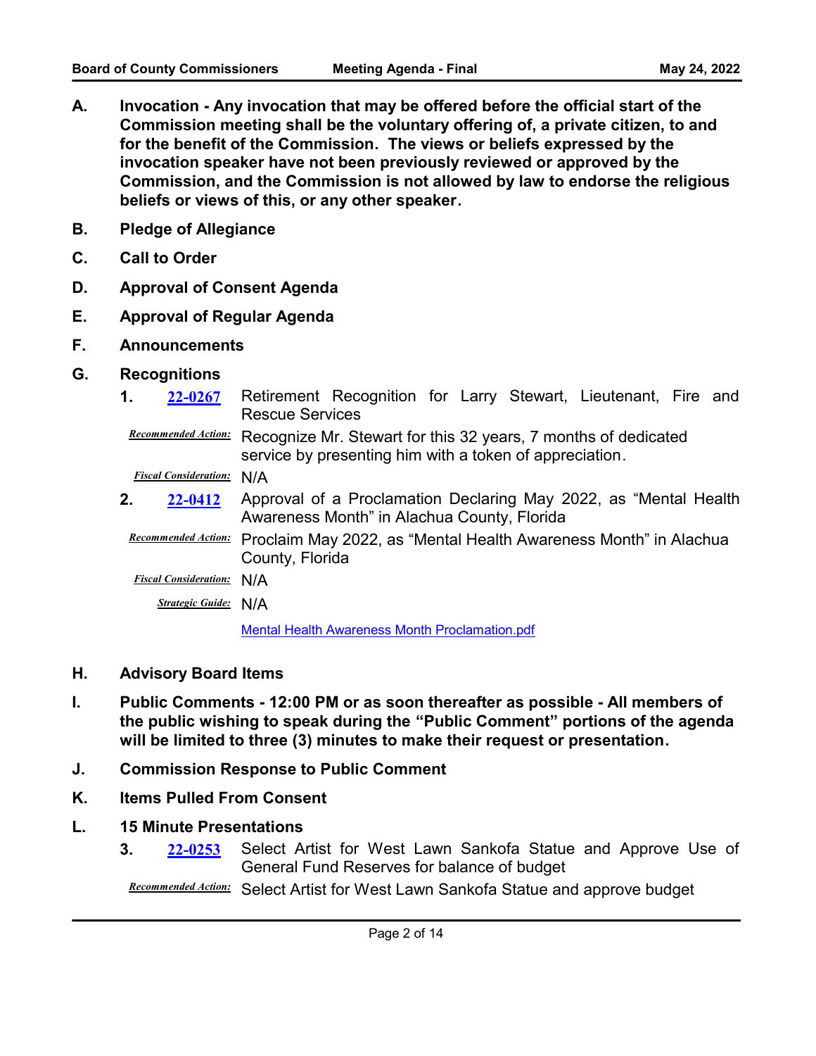**A. Invocation - Any invocation that may be offered before the official start of the Commission meeting shall be the voluntary offering of, a private citizen, to and for the benefit of the Commission. The views or beliefs expressed by the invocation speaker have not been previously reviewed or approved by the Commission, and the Commission is not allowed by law to endorse the religious beliefs or views of this, or any other speaker.**

**B. Pledge of Allegiance**

**C. Call to Order**

**D. Approval of Consent Agenda**

**E. Approval of Regular Agenda**

**F. Announcements**

**G. Recognitions**

**1. 22-0267** Retirement Recognition for Larry Stewart, Lieutenant, Fire and Rescue Services

*Recommended Action:* Recognize Mr. Stewart for this 32 years, 7 months of dedicated service by presenting him with a token of appreciation.

*Fiscal Consideration:* N/A

**2. 22-0412** Approval of a Proclamation Declaring May 2022, as “Mental Health Awareness Month” in Alachua County, Florida

*Recommended Action:* Proclaim May 2022, as “Mental Health Awareness Month” in Alachua County, Florida

*Fiscal Consideration:* N/A

*Strategic Guide:* N/A

Mental Health Awareness Month Proclamation.pdf

**H. Advisory Board Items**

**I. Public Comments - 12:00 PM or as soon thereafter as possible - All members of the public wishing to speak during the “Public Comment” portions of the agenda will be limited to three (3) minutes to make their request or presentation.**

**J. Commission Response to Public Comment**

**K. Items Pulled From Consent**

**L. 15 Minute Presentations**

**3. 22-0253** Select Artist for West Lawn Sankofa Statue and Approve Use of General Fund Reserves for balance of budget

*Recommended Action:* Select Artist for West Lawn Sankofa Statue and approve budget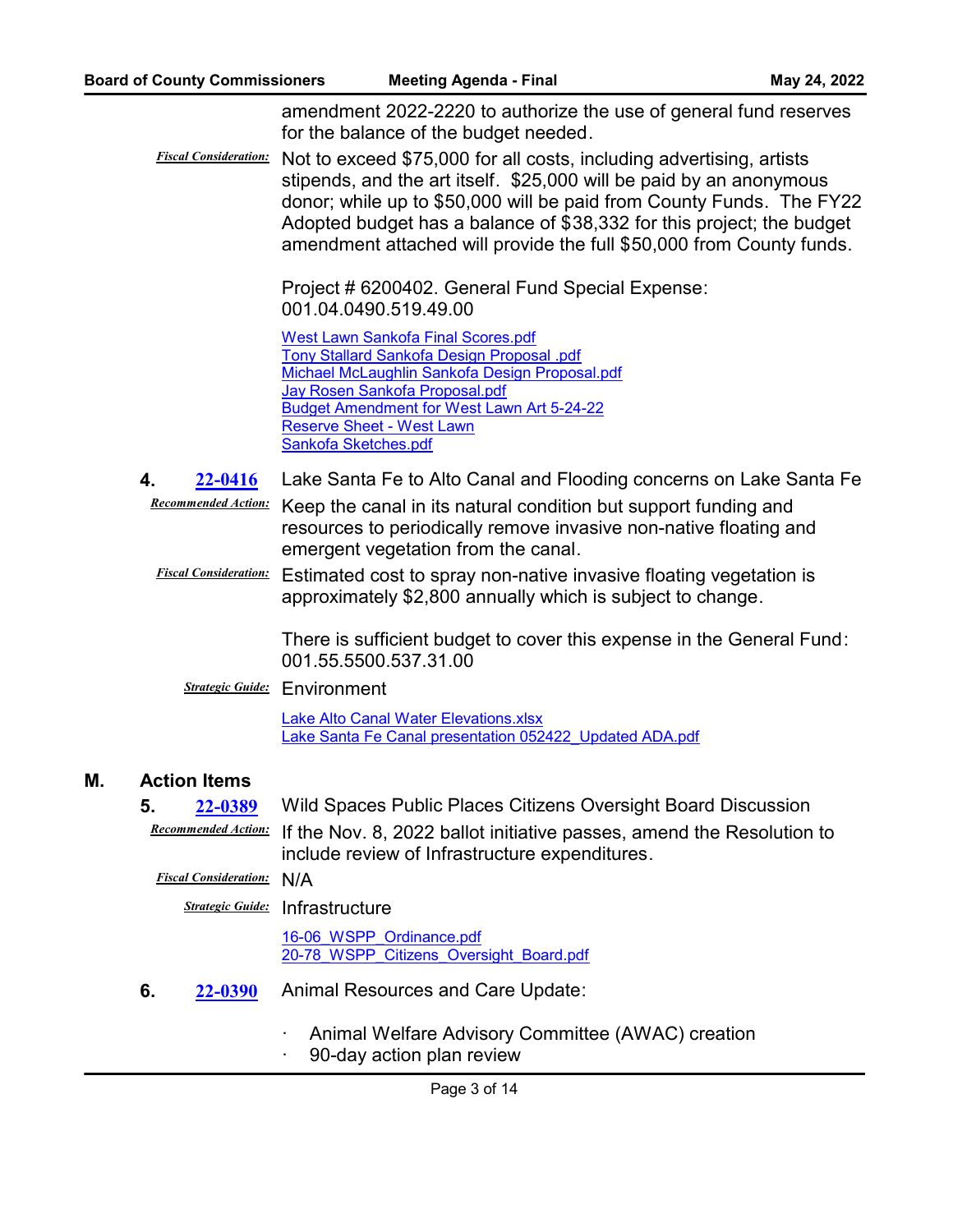amendment 2022-2220 to authorize the use of general fund reserves for the balance of the budget needed.

***Fiscal Consideration:*** Not to exceed $75,000 for all costs, including advertising, artists stipends, and the art itself. $25,000 will be paid by an anonymous donor; while up to $50,000 will be paid from County Funds. The FY22 Adopted budget has a balance of $38,332 for this project; the budget amendment attached will provide the full $50,000 from County funds.

Project # 6200402. General Fund Special Expense: 001.04.0490.519.49.00

West Lawn Sankofa Final Scores.pdf
Tony Stallard Sankofa Design Proposal .pdf
Michael McLaughlin Sankofa Design Proposal.pdf
Jay Rosen Sankofa Proposal.pdf
Budget Amendment for West Lawn Art 5-24-22
Reserve Sheet - West Lawn
Sankofa Sketches.pdf

**4. 22-0416** Lake Santa Fe to Alto Canal and Flooding concerns on Lake Santa Fe

***Recommended Action:*** Keep the canal in its natural condition but support funding and resources to periodically remove invasive non-native floating and emergent vegetation from the canal.

***Fiscal Consideration:*** Estimated cost to spray non-native invasive floating vegetation is approximately $2,800 annually which is subject to change.

There is sufficient budget to cover this expense in the General Fund: 001.55.5500.537.31.00

***Strategic Guide:*** Environment

Lake Alto Canal Water Elevations.xlsx
Lake Santa Fe Canal presentation 052422_Updated ADA.pdf

## M. Action Items

**5. 22-0389** Wild Spaces Public Places Citizens Oversight Board Discussion

***Recommended Action:*** If the Nov. 8, 2022 ballot initiative passes, amend the Resolution to include review of Infrastructure expenditures.

***Fiscal Consideration:*** N/A

***Strategic Guide:*** Infrastructure

16-06_WSPP_Ordinance.pdf
20-78_WSPP_Citizens_Oversight_Board.pdf

**6. 22-0390** Animal Resources and Care Update:

- Animal Welfare Advisory Committee (AWAC) creation
- 90-day action plan review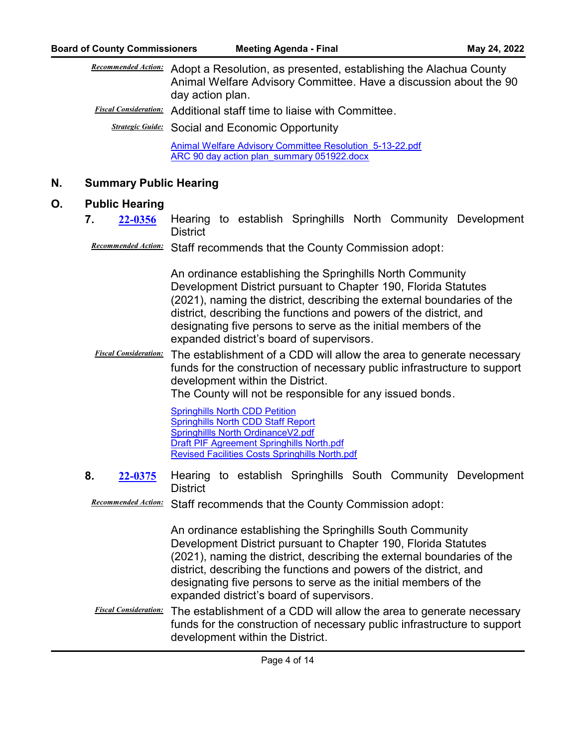***Recommended Action:*** Adopt a Resolution, as presented, establishing the Alachua County Animal Welfare Advisory Committee. Have a discussion about the 90 day action plan.

***Fiscal Consideration:*** Additional staff time to liaise with Committee.

***Strategic Guide:*** Social and Economic Opportunity

[Animal Welfare Advisory Committee Resolution_5-13-22.pdf](#)
[ARC 90 day action plan_summary 051922.docx](#)

## N. Summary Public Hearing

## O. Public Hearing

**7. [22-0356](#)** Hearing to establish Springhills North Community Development District

***Recommended Action:*** Staff recommends that the County Commission adopt:

An ordinance establishing the Springhills North Community Development District pursuant to Chapter 190, Florida Statutes (2021), naming the district, describing the external boundaries of the district, describing the functions and powers of the district, and designating five persons to serve as the initial members of the expanded district's board of supervisors.

***Fiscal Consideration:*** The establishment of a CDD will allow the area to generate necessary funds for the construction of necessary public infrastructure to support development within the District.
The County will not be responsible for any issued bonds.

[Springhills North CDD Petition](#)
[Springhills North CDD Staff Report](#)
[Springhillls North OrdinanceV2.pdf](#)
[Draft PIF Agreement Springhills North.pdf](#)
[Revised Facilities Costs Springhills North.pdf](#)

**8. [22-0375](#)** Hearing to establish Springhills South Community Development District

***Recommended Action:*** Staff recommends that the County Commission adopt:

An ordinance establishing the Springhills South Community Development District pursuant to Chapter 190, Florida Statutes (2021), naming the district, describing the external boundaries of the district, describing the functions and powers of the district, and designating five persons to serve as the initial members of the expanded district's board of supervisors.

***Fiscal Consideration:*** The establishment of a CDD will allow the area to generate necessary funds for the construction of necessary public infrastructure to support development within the District.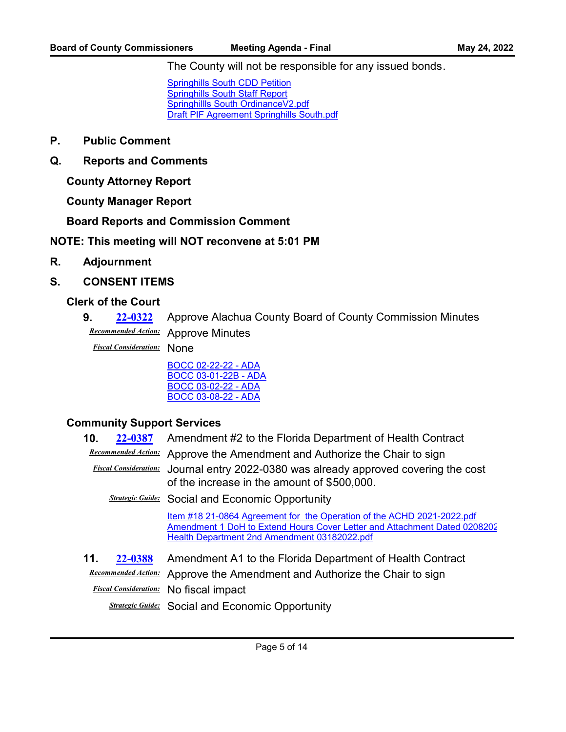The County will not be responsible for any issued bonds.

Springhills South CDD Petition
Springhills South Staff Report
Springhillls South OrdinanceV2.pdf
Draft PIF Agreement Springhills South.pdf

## P. Public Comment

## Q. Reports and Comments

### County Attorney Report

### County Manager Report

### Board Reports and Commission Comment

**NOTE: This meeting will NOT reconvene at 5:01 PM**

## R. Adjournment

## S. CONSENT ITEMS

### Clerk of the Court

**9. 22-0322** Approve Alachua County Board of County Commission Minutes

*Recommended Action:* Approve Minutes

*Fiscal Consideration:* None

BOCC 02-22-22 - ADA
BOCC 03-01-22B - ADA
BOCC 03-02-22 - ADA
BOCC 03-08-22 - ADA

### Community Support Services

**10. 22-0387** Amendment #2 to the Florida Department of Health Contract

*Recommended Action:* Approve the Amendment and Authorize the Chair to sign

*Fiscal Consideration:* Journal entry 2022-0380 was already approved covering the cost of the increase in the amount of $500,000.

*Strategic Guide:* Social and Economic Opportunity

Item #18 21-0864 Agreement for the Operation of the ACHD 2021-2022.pdf
Amendment 1 DoH to Extend Hours Cover Letter and Attachment Dated 0208202
Health Department 2nd Amendment 03182022.pdf

**11. 22-0388** Amendment A1 to the Florida Department of Health Contract

*Recommended Action:* Approve the Amendment and Authorize the Chair to sign

*Fiscal Consideration:* No fiscal impact

*Strategic Guide:* Social and Economic Opportunity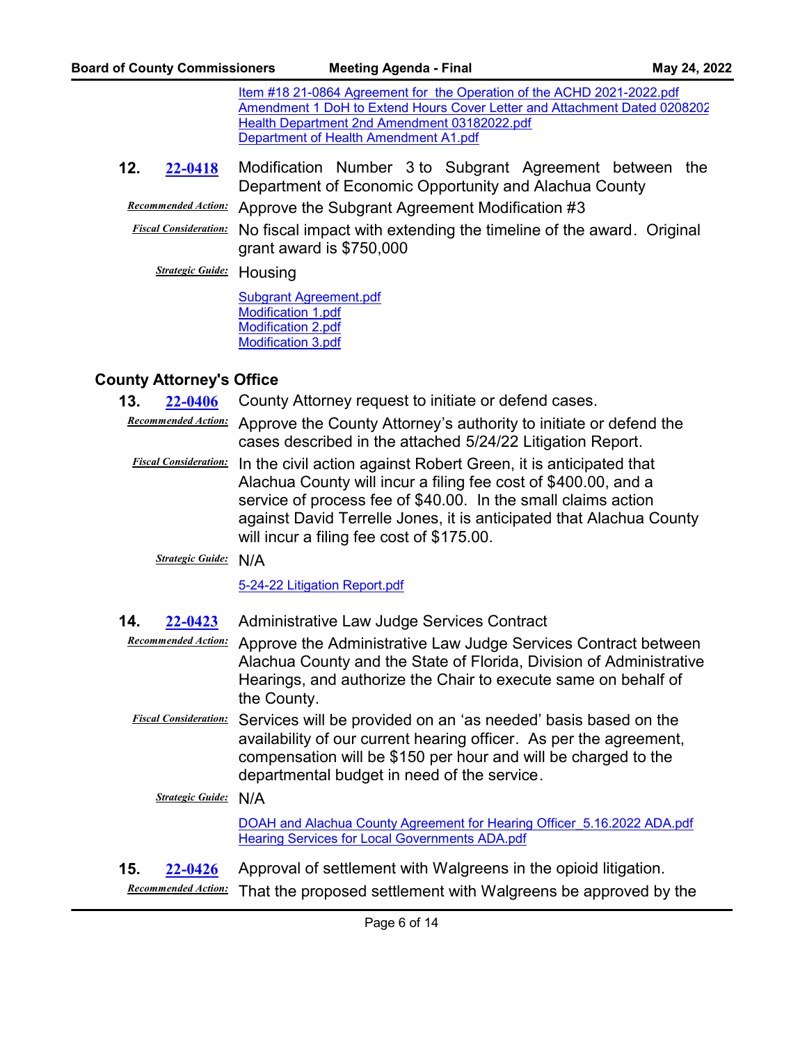[Item #18 21-0864 Agreement for the Operation of the ACHD 2021-2022.pdf](#)
[Amendment 1 DoH to Extend Hours Cover Letter and Attachment Dated 0208202](#)
[Health Department 2nd Amendment 03182022.pdf](#)
[Department of Health Amendment A1.pdf](#)

**12.** **22-0418** Modification Number 3 to Subgrant Agreement between the Department of Economic Opportunity and Alachua County

*Recommended Action:* Approve the Subgrant Agreement Modification #3

*Fiscal Consideration:* No fiscal impact with extending the timeline of the award. Original grant award is $750,000

*Strategic Guide:* Housing

[Subgrant Agreement.pdf](#)
[Modification 1.pdf](#)
[Modification 2.pdf](#)
[Modification 3.pdf](#)

## County Attorney's Office

**13.** **22-0406** County Attorney request to initiate or defend cases.

*Recommended Action:* Approve the County Attorney's authority to initiate or defend the cases described in the attached 5/24/22 Litigation Report.

*Fiscal Consideration:* In the civil action against Robert Green, it is anticipated that Alachua County will incur a filing fee cost of $400.00, and a service of process fee of $40.00. In the small claims action against David Terrelle Jones, it is anticipated that Alachua County will incur a filing fee cost of $175.00.

*Strategic Guide:* N/A

[5-24-22 Litigation Report.pdf](#)

**14.** **22-0423** Administrative Law Judge Services Contract

*Recommended Action:* Approve the Administrative Law Judge Services Contract between Alachua County and the State of Florida, Division of Administrative Hearings, and authorize the Chair to execute same on behalf of the County.

*Fiscal Consideration:* Services will be provided on an 'as needed' basis based on the availability of our current hearing officer. As per the agreement, compensation will be $150 per hour and will be charged to the departmental budget in need of the service.

*Strategic Guide:* N/A

[DOAH and Alachua County Agreement for Hearing Officer_5.16.2022 ADA.pdf](#)
[Hearing Services for Local Governments ADA.pdf](#)

**15.** **22-0426** Approval of settlement with Walgreens in the opioid litigation.

*Recommended Action:* That the proposed settlement with Walgreens be approved by the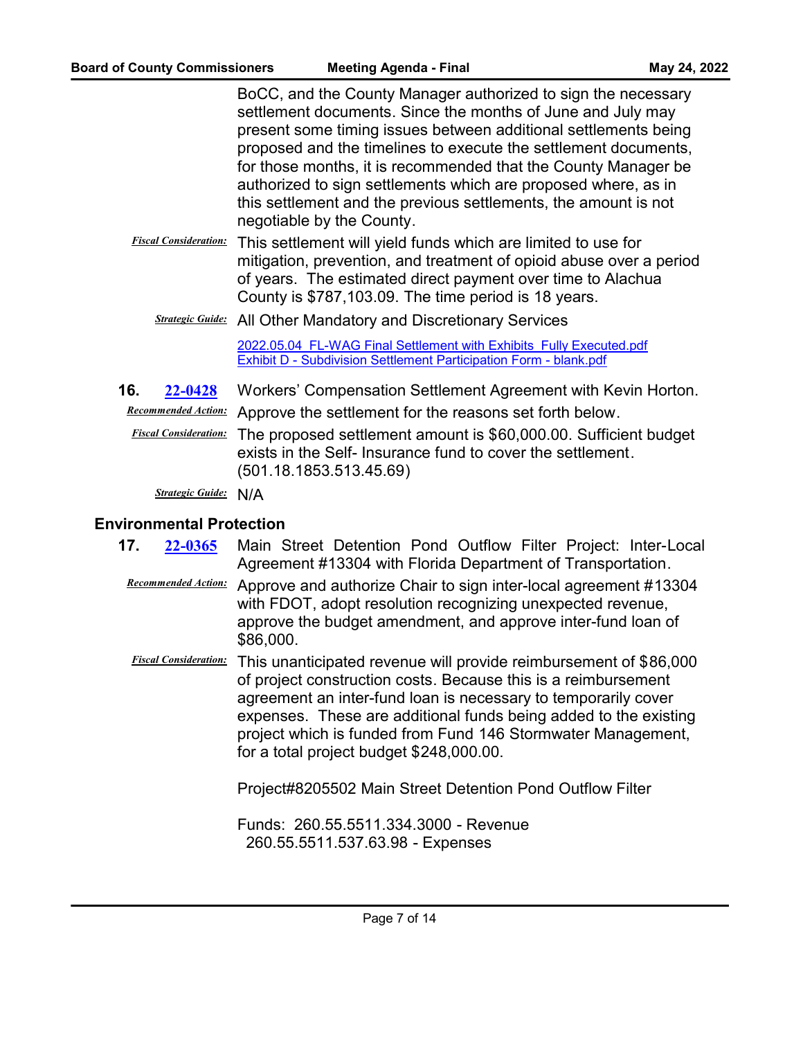BoCC, and the County Manager authorized to sign the necessary settlement documents. Since the months of June and July may present some timing issues between additional settlements being proposed and the timelines to execute the settlement documents, for those months, it is recommended that the County Manager be authorized to sign settlements which are proposed where, as in this settlement and the previous settlements, the amount is not negotiable by the County.

***Fiscal Consideration:*** This settlement will yield funds which are limited to use for mitigation, prevention, and treatment of opioid abuse over a period of years. The estimated direct payment over time to Alachua County is $787,103.09. The time period is 18 years.

***Strategic Guide:*** All Other Mandatory and Discretionary Services

2022.05.04_FL-WAG Final Settlement with Exhibits_Fully Executed.pdf
Exhibit D - Subdivision Settlement Participation Form - blank.pdf

**16.** **22-0428** Workers' Compensation Settlement Agreement with Kevin Horton.

***Recommended Action:*** Approve the settlement for the reasons set forth below.

***Fiscal Consideration:*** The proposed settlement amount is $60,000.00. Sufficient budget exists in the Self- Insurance fund to cover the settlement. (501.18.1853.513.45.69)

***Strategic Guide:*** N/A

## Environmental Protection

**17.** **22-0365** Main Street Detention Pond Outflow Filter Project: Inter-Local Agreement #13304 with Florida Department of Transportation.

***Recommended Action:*** Approve and authorize Chair to sign inter-local agreement #13304 with FDOT, adopt resolution recognizing unexpected revenue, approve the budget amendment, and approve inter-fund loan of $86,000.

***Fiscal Consideration:*** This unanticipated revenue will provide reimbursement of $86,000 of project construction costs. Because this is a reimbursement agreement an inter-fund loan is necessary to temporarily cover expenses. These are additional funds being added to the existing project which is funded from Fund 146 Stormwater Management, for a total project budget $248,000.00.

Project#8205502 Main Street Detention Pond Outflow Filter

Funds: 260.55.5511.334.3000 - Revenue
260.55.5511.537.63.98 - Expenses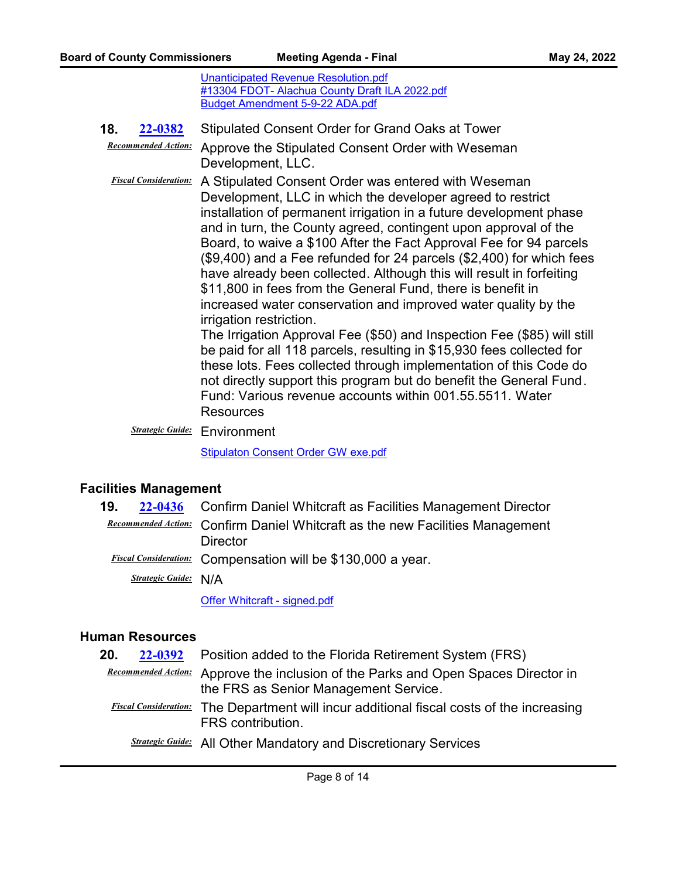[Unanticipated Revenue Resolution.pdf](#)
[#13304 FDOT- Alachua County Draft ILA 2022.pdf](#)
[Budget Amendment 5-9-22 ADA.pdf](#)

**18.** **22-0382** Stipulated Consent Order for Grand Oaks at Tower

***Recommended Action:*** Approve the Stipulated Consent Order with Weseman Development, LLC.

***Fiscal Consideration:*** A Stipulated Consent Order was entered with Weseman Development, LLC in which the developer agreed to restrict installation of permanent irrigation in a future development phase and in turn, the County agreed, contingent upon approval of the Board, to waive a $100 After the Fact Approval Fee for 94 parcels ($9,400) and a Fee refunded for 24 parcels ($2,400) for which fees have already been collected. Although this will result in forfeiting $11,800 in fees from the General Fund, there is benefit in increased water conservation and improved water quality by the irrigation restriction.
The Irrigation Approval Fee ($50) and Inspection Fee ($85) will still be paid for all 118 parcels, resulting in $15,930 fees collected for these lots. Fees collected through implementation of this Code do not directly support this program but do benefit the General Fund. Fund: Various revenue accounts within 001.55.5511. Water Resources

***Strategic Guide:*** Environment

[Stipulaton Consent Order GW exe.pdf](#)

### Facilities Management

**19.** **22-0436** Confirm Daniel Whitcraft as Facilities Management Director

***Recommended Action:*** Confirm Daniel Whitcraft as the new Facilities Management Director

***Fiscal Consideration:*** Compensation will be $130,000 a year.

***Strategic Guide:*** N/A

[Offer Whitcraft - signed.pdf](#)

### Human Resources

**20.** **22-0392** Position added to the Florida Retirement System (FRS)

***Recommended Action:*** Approve the inclusion of the Parks and Open Spaces Director in the FRS as Senior Management Service.

***Fiscal Consideration:*** The Department will incur additional fiscal costs of the increasing FRS contribution.

***Strategic Guide:*** All Other Mandatory and Discretionary Services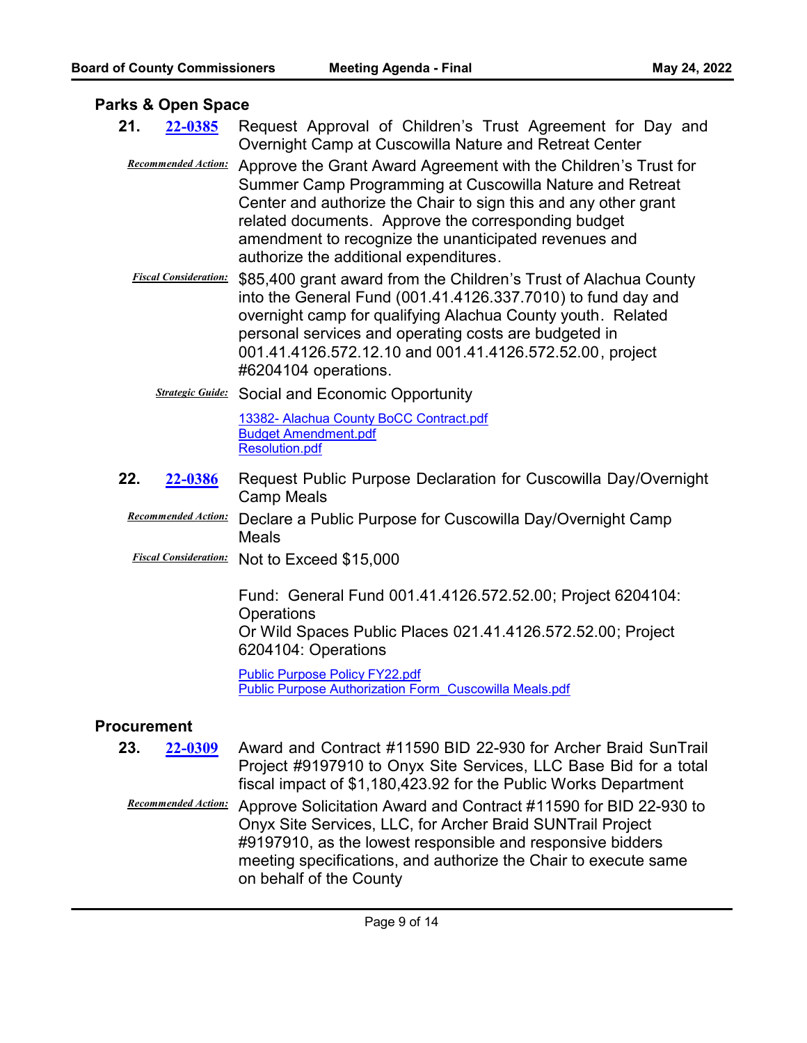## Parks & Open Space

**21.** [22-0385] Request Approval of Children's Trust Agreement for Day and Overnight Camp at Cuscowilla Nature and Retreat Center

***Recommended Action:*** Approve the Grant Award Agreement with the Children's Trust for Summer Camp Programming at Cuscowilla Nature and Retreat Center and authorize the Chair to sign this and any other grant related documents. Approve the corresponding budget amendment to recognize the unanticipated revenues and authorize the additional expenditures.

***Fiscal Consideration:*** $85,400 grant award from the Children's Trust of Alachua County into the General Fund (001.41.4126.337.7010) to fund day and overnight camp for qualifying Alachua County youth. Related personal services and operating costs are budgeted in 001.41.4126.572.12.10 and 001.41.4126.572.52.00, project #6204104 operations.

***Strategic Guide:*** Social and Economic Opportunity

13382- Alachua County BoCC Contract.pdf
Budget Amendment.pdf
Resolution.pdf

**22.** [22-0386] Request Public Purpose Declaration for Cuscowilla Day/Overnight Camp Meals

***Recommended Action:*** Declare a Public Purpose for Cuscowilla Day/Overnight Camp Meals

***Fiscal Consideration:*** Not to Exceed $15,000

Fund: General Fund 001.41.4126.572.52.00; Project 6204104: Operations
Or Wild Spaces Public Places 021.41.4126.572.52.00; Project 6204104: Operations

Public Purpose Policy FY22.pdf
Public Purpose Authorization Form_Cuscowilla Meals.pdf

## Procurement

**23.** [22-0309] Award and Contract #11590 BID 22-930 for Archer Braid SunTrail Project #9197910 to Onyx Site Services, LLC Base Bid for a total fiscal impact of $1,180,423.92 for the Public Works Department

***Recommended Action:*** Approve Solicitation Award and Contract #11590 for BID 22-930 to Onyx Site Services, LLC, for Archer Braid SUNTrail Project #9197910, as the lowest responsible and responsive bidders meeting specifications, and authorize the Chair to execute same on behalf of the County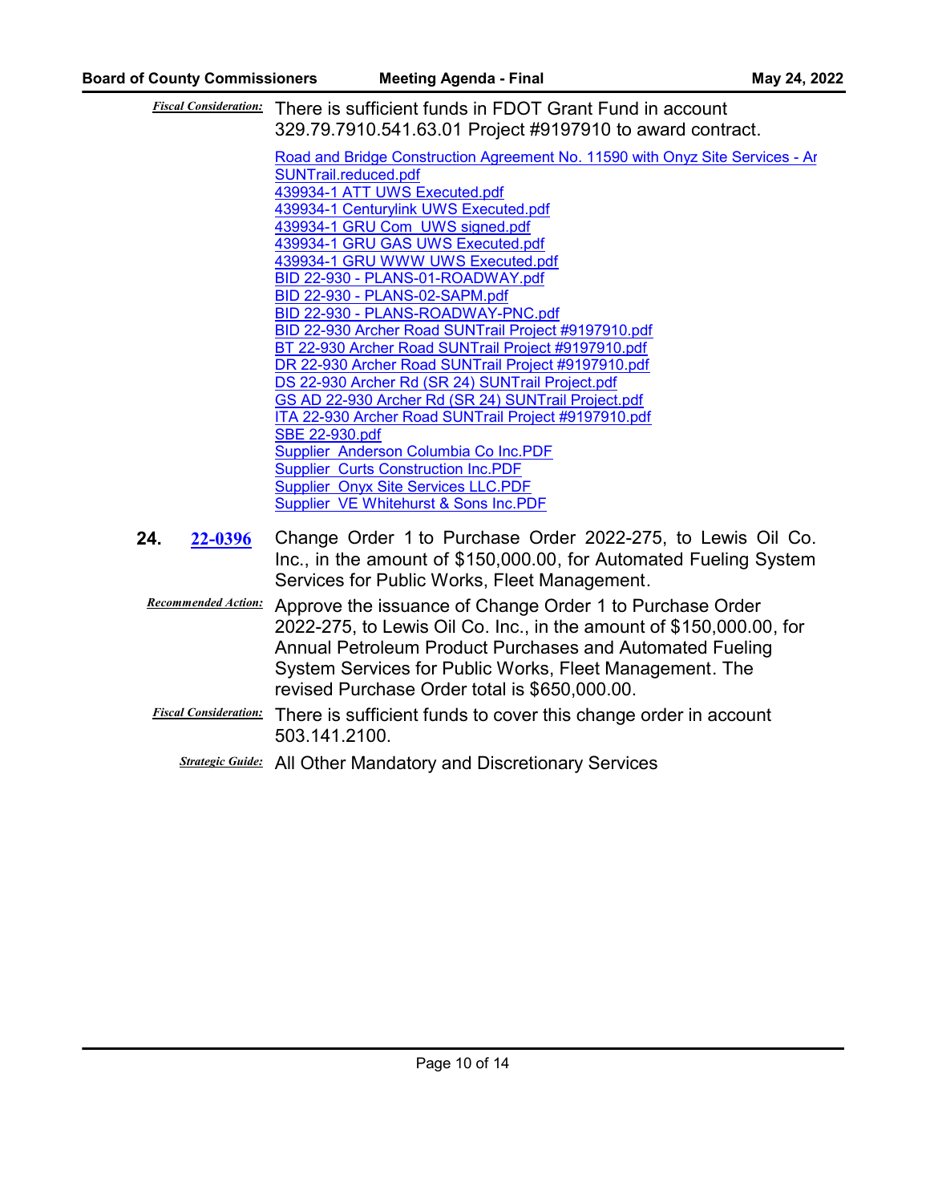*Fiscal Consideration:* There is sufficient funds in FDOT Grant Fund in account 329.79.7910.541.63.01 Project #9197910 to award contract.

Road and Bridge Construction Agreement No. 11590 with Onyz Site Services - Ar SUNTrail.reduced.pdf
439934-1 ATT UWS Executed.pdf
439934-1 Centurylink UWS Executed.pdf
439934-1 GRU Com UWS signed.pdf
439934-1 GRU GAS UWS Executed.pdf
439934-1 GRU WWW UWS Executed.pdf
BID 22-930 - PLANS-01-ROADWAY.pdf
BID 22-930 - PLANS-02-SAPM.pdf
BID 22-930 - PLANS-ROADWAY-PNC.pdf
BID 22-930 Archer Road SUNTrail Project #9197910.pdf
BT 22-930 Archer Road SUNTrail Project #9197910.pdf
DR 22-930 Archer Road SUNTrail Project #9197910.pdf
DS 22-930 Archer Rd (SR 24) SUNTrail Project.pdf
GS AD 22-930 Archer Rd (SR 24) SUNTrail Project.pdf
ITA 22-930 Archer Road SUNTrail Project #9197910.pdf
SBE 22-930.pdf
Supplier Anderson Columbia Co Inc.PDF
Supplier Curts Construction Inc.PDF
Supplier Onyx Site Services LLC.PDF
Supplier VE Whitehurst & Sons Inc.PDF

**24.** **22-0396** Change Order 1 to Purchase Order 2022-275, to Lewis Oil Co. Inc., in the amount of $150,000.00, for Automated Fueling System Services for Public Works, Fleet Management.

*Recommended Action:* Approve the issuance of Change Order 1 to Purchase Order 2022-275, to Lewis Oil Co. Inc., in the amount of $150,000.00, for Annual Petroleum Product Purchases and Automated Fueling System Services for Public Works, Fleet Management. The revised Purchase Order total is $650,000.00.

*Fiscal Consideration:* There is sufficient funds to cover this change order in account 503.141.2100.

*Strategic Guide:* All Other Mandatory and Discretionary Services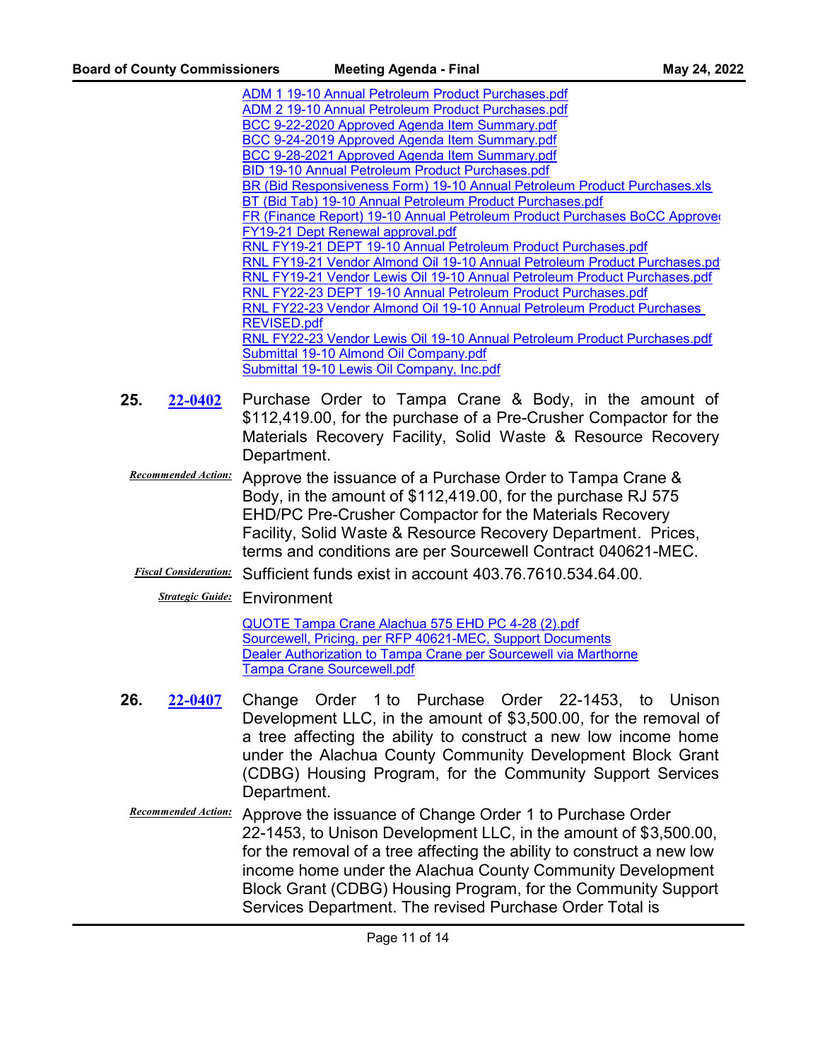ADM 1 19-10 Annual Petroleum Product Purchases.pdf
ADM 2 19-10 Annual Petroleum Product Purchases.pdf
BCC 9-22-2020 Approved Agenda Item Summary.pdf
BCC 9-24-2019 Approved Agenda Item Summary.pdf
BCC 9-28-2021 Approved Agenda Item Summary.pdf
BID 19-10 Annual Petroleum Product Purchases.pdf
BR (Bid Responsiveness Form) 19-10 Annual Petroleum Product Purchases.xls
BT (Bid Tab) 19-10 Annual Petroleum Product Purchases.pdf
FR (Finance Report) 19-10 Annual Petroleum Product Purchases BoCC Approve
FY19-21 Dept Renewal approval.pdf
RNL FY19-21 DEPT 19-10 Annual Petroleum Product Purchases.pdf
RNL FY19-21 Vendor Almond Oil 19-10 Annual Petroleum Product Purchases.pd
RNL FY19-21 Vendor Lewis Oil 19-10 Annual Petroleum Product Purchases.pdf
RNL FY22-23 DEPT 19-10 Annual Petroleum Product Purchases.pdf
RNL FY22-23 Vendor Almond Oil 19-10 Annual Petroleum Product Purchases REVISED.pdf
RNL FY22-23 Vendor Lewis Oil 19-10 Annual Petroleum Product Purchases.pdf
Submittal 19-10 Almond Oil Company.pdf
Submittal 19-10 Lewis Oil Company, Inc.pdf

**25.** **22-0402** Purchase Order to Tampa Crane & Body, in the amount of $112,419.00, for the purchase of a Pre-Crusher Compactor for the Materials Recovery Facility, Solid Waste & Resource Recovery Department.

*Recommended Action:* Approve the issuance of a Purchase Order to Tampa Crane & Body, in the amount of $112,419.00, for the purchase RJ 575 EHD/PC Pre-Crusher Compactor for the Materials Recovery Facility, Solid Waste & Resource Recovery Department. Prices, terms and conditions are per Sourcewell Contract 040621-MEC.

*Fiscal Consideration:* Sufficient funds exist in account 403.76.7610.534.64.00.

*Strategic Guide:* Environment

QUOTE Tampa Crane Alachua 575 EHD PC 4-28 (2).pdf
Sourcewell, Pricing, per RFP 40621-MEC, Support Documents
Dealer Authorization to Tampa Crane per Sourcewell via Marthorne
Tampa Crane Sourcewell.pdf

**26.** **22-0407** Change Order 1 to Purchase Order 22-1453, to Unison Development LLC, in the amount of $3,500.00, for the removal of a tree affecting the ability to construct a new low income home under the Alachua County Community Development Block Grant (CDBG) Housing Program, for the Community Support Services Department.

*Recommended Action:* Approve the issuance of Change Order 1 to Purchase Order 22-1453, to Unison Development LLC, in the amount of $3,500.00, for the removal of a tree affecting the ability to construct a new low income home under the Alachua County Community Development Block Grant (CDBG) Housing Program, for the Community Support Services Department. The revised Purchase Order Total is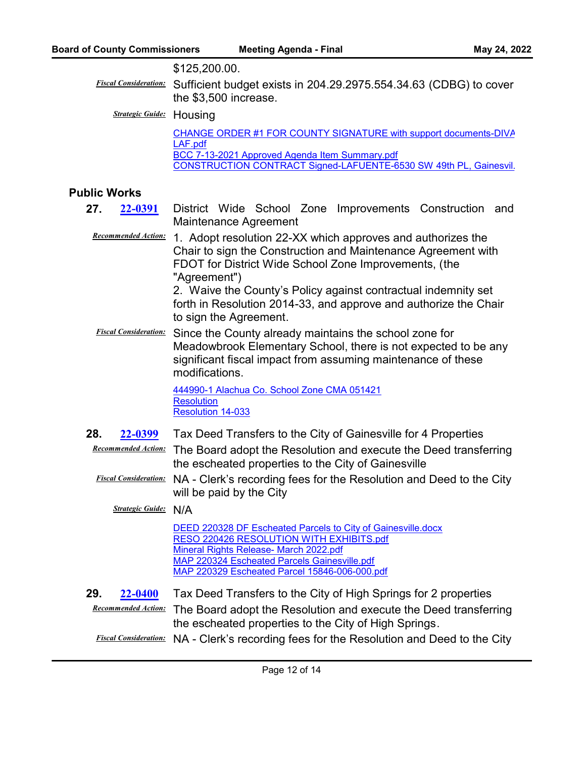$125,200.00.

***Fiscal Consideration:*** Sufficient budget exists in 204.29.2975.554.34.63 (CDBG) to cover the $3,500 increase.

***Strategic Guide:*** Housing

[CHANGE ORDER #1 FOR COUNTY SIGNATURE with support documents-DIVA LAF.pdf]
[BCC 7-13-2021 Approved Agenda Item Summary.pdf]
[CONSTRUCTION CONTRACT Signed-LAFUENTE-6530 SW 49th PL, Gainesvil.]

## Public Works

**27. 22-0391** District Wide School Zone Improvements Construction and Maintenance Agreement

***Recommended Action:*** 1. Adopt resolution 22-XX which approves and authorizes the Chair to sign the Construction and Maintenance Agreement with FDOT for District Wide School Zone Improvements, (the "Agreement")
2. Waive the County's Policy against contractual indemnity set forth in Resolution 2014-33, and approve and authorize the Chair to sign the Agreement.

***Fiscal Consideration:*** Since the County already maintains the school zone for Meadowbrook Elementary School, there is not expected to be any significant fiscal impact from assuming maintenance of these modifications.

[444990-1 Alachua Co. School Zone CMA 051421]
[Resolution]
[Resolution 14-033]

**28. 22-0399** Tax Deed Transfers to the City of Gainesville for 4 Properties

***Recommended Action:*** The Board adopt the Resolution and execute the Deed transferring the escheated properties to the City of Gainesville

***Fiscal Consideration:*** NA - Clerk's recording fees for the Resolution and Deed to the City will be paid by the City

***Strategic Guide:*** N/A

[DEED 220328 DF Escheated Parcels to City of Gainesville.docx]
[RESO 220426 RESOLUTION WITH EXHIBITS.pdf]
[Mineral Rights Release- March 2022.pdf]
[MAP 220324 Escheated Parcels Gainesville.pdf]
[MAP 220329 Escheated Parcel 15846-006-000.pdf]

**29. 22-0400** Tax Deed Transfers to the City of High Springs for 2 properties

***Recommended Action:*** The Board adopt the Resolution and execute the Deed transferring the escheated properties to the City of High Springs.

***Fiscal Consideration:*** NA - Clerk's recording fees for the Resolution and Deed to the City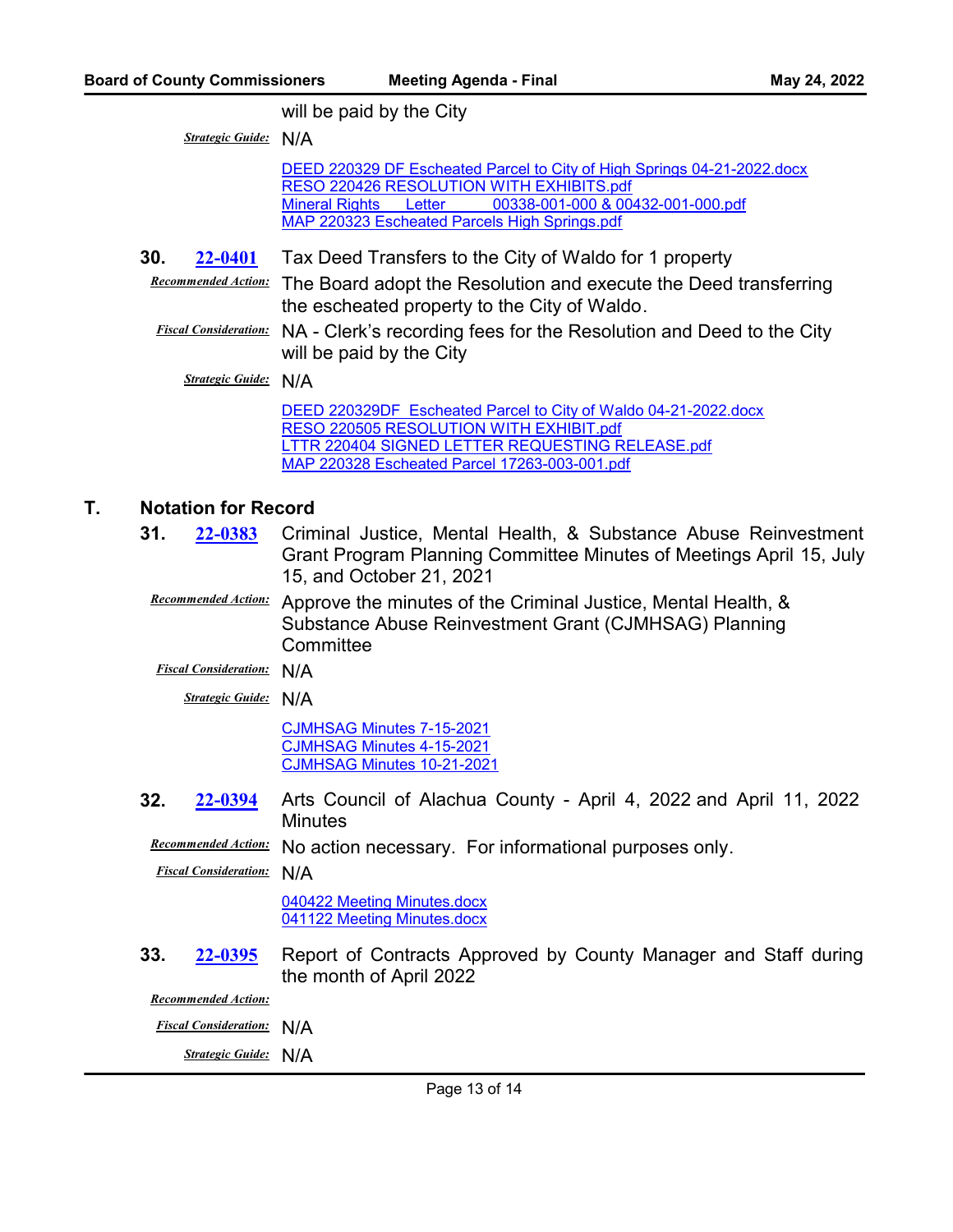will be paid by the City

*Strategic Guide:* N/A

[DEED 220329 DF Escheated Parcel to City of High Springs 04-21-2022.docx]
[RESO 220426 RESOLUTION WITH EXHIBITS.pdf]
[Mineral Rights Letter 00338-001-000 & 00432-001-000.pdf]
[MAP 220323 Escheated Parcels High Springs.pdf]

**30.** **22-0401** Tax Deed Transfers to the City of Waldo for 1 property

*Recommended Action:* The Board adopt the Resolution and execute the Deed transferring the escheated property to the City of Waldo.

*Fiscal Consideration:* NA - Clerk's recording fees for the Resolution and Deed to the City will be paid by the City

*Strategic Guide:* N/A

[DEED 220329DF Escheated Parcel to City of Waldo 04-21-2022.docx]
[RESO 220505 RESOLUTION WITH EXHIBIT.pdf]
[LTTR 220404 SIGNED LETTER REQUESTING RELEASE.pdf]
[MAP 220328 Escheated Parcel 17263-003-001.pdf]

## T. Notation for Record

**31.** **22-0383** Criminal Justice, Mental Health, & Substance Abuse Reinvestment Grant Program Planning Committee Minutes of Meetings April 15, July 15, and October 21, 2021

*Recommended Action:* Approve the minutes of the Criminal Justice, Mental Health, & Substance Abuse Reinvestment Grant (CJMHSAG) Planning Committee

*Fiscal Consideration:* N/A

*Strategic Guide:* N/A

[CJMHSAG Minutes 7-15-2021]
[CJMHSAG Minutes 4-15-2021]
[CJMHSAG Minutes 10-21-2021]

**32.** **22-0394** Arts Council of Alachua County - April 4, 2022 and April 11, 2022 Minutes

*Recommended Action:* No action necessary. For informational purposes only.

*Fiscal Consideration:* N/A

[040422 Meeting Minutes.docx]
[041122 Meeting Minutes.docx]

**33.** **22-0395** Report of Contracts Approved by County Manager and Staff during the month of April 2022

*Recommended Action:*

*Fiscal Consideration:* N/A

*Strategic Guide:* N/A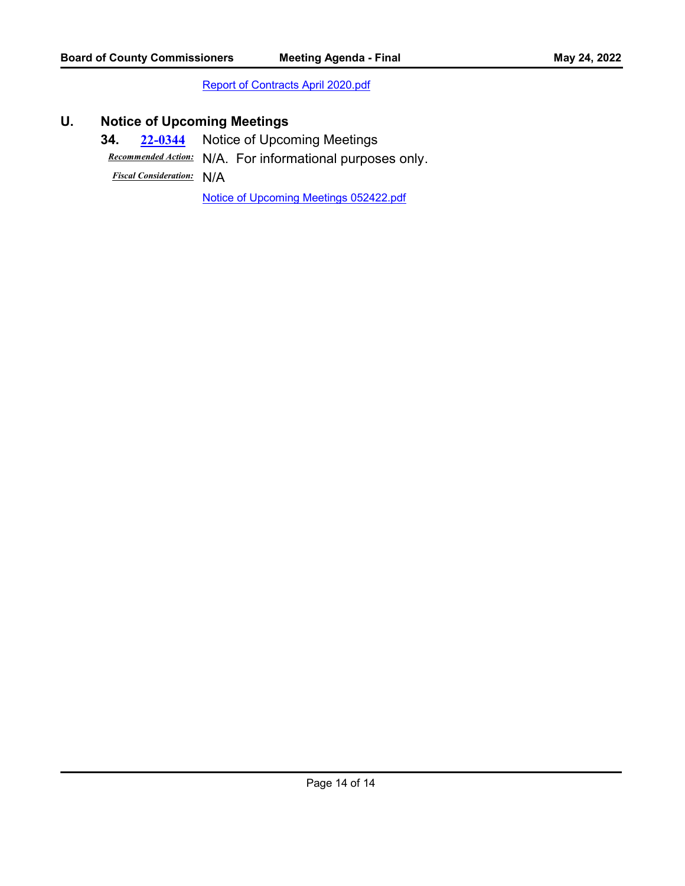Report of Contracts April 2020.pdf

## U. Notice of Upcoming Meetings

**34.** **22-0344** Notice of Upcoming Meetings

***Recommended Action:*** N/A. For informational purposes only.

***Fiscal Consideration:*** N/A

Notice of Upcoming Meetings 052422.pdf